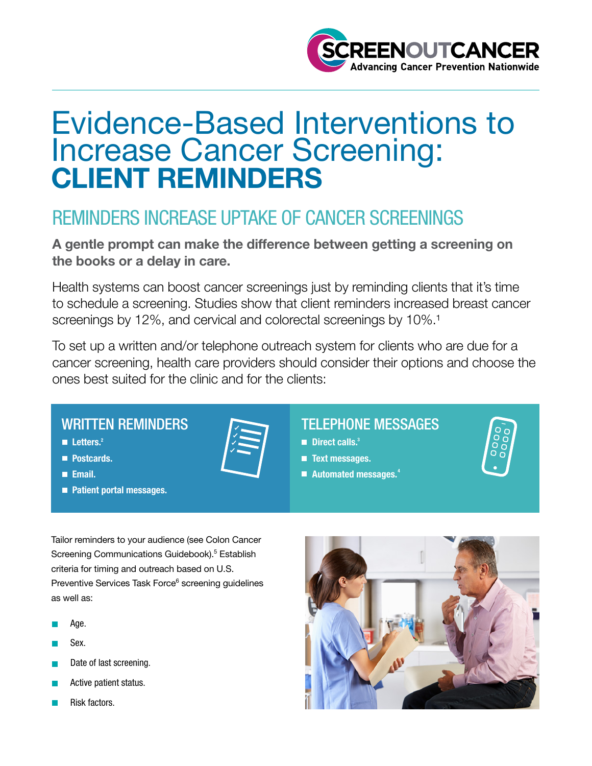SCREENOUTCANCER
Advancing Cancer Prevention Nationwide

# Evidence-Based Interventions to Increase Cancer Screening: **CLIENT REMINDERS**

## REMINDERS INCREASE UPTAKE OF CANCER SCREENINGS

**A gentle prompt can make the difference between getting a screening on the books or a delay in care.**

Health systems can boost cancer screenings just by reminding clients that it's time to schedule a screening. Studies show that client reminders increased breast cancer screenings by 12%, and cervical and colorectal screenings by 10%.[1]

To set up a written and/or telephone outreach system for clients who are due for a cancer screening, health care providers should consider their options and choose the ones best suited for the clinic and for the clients:

### WRITTEN REMINDERS

- **Letters.**[2]
- **Postcards.**
- **Email.**
- **Patient portal messages.**

### TELEPHONE MESSAGES

- **Direct calls.**[3]
- **Text messages.**
- **Automated messages.**[4]

Tailor reminders to your audience (see Colon Cancer Screening Communications Guidebook).[5] Establish criteria for timing and outreach based on U.S. Preventive Services Task Force[6] screening guidelines as well as:

- Age.
- Sex.
- Date of last screening.
- Active patient status.
- Risk factors.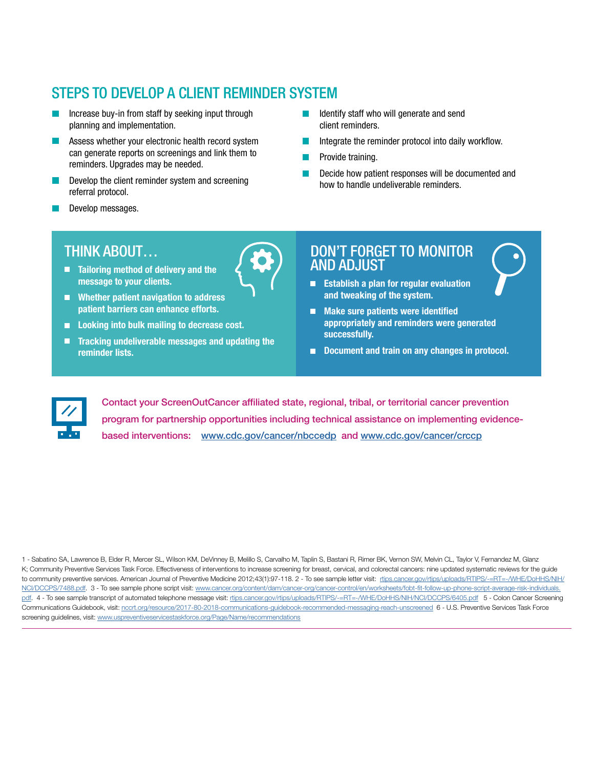## STEPS TO DEVELOP A CLIENT REMINDER SYSTEM

- Increase buy-in from staff by seeking input through planning and implementation.
- Assess whether your electronic health record system can generate reports on screenings and link them to reminders. Upgrades may be needed.
- Develop the client reminder system and screening referral protocol.
- Develop messages.
- Identify staff who will generate and send client reminders.
- Integrate the reminder protocol into daily workflow.
- Provide training.
- Decide how patient responses will be documented and how to handle undeliverable reminders.

## THINK ABOUT…

- **Tailoring method of delivery and the message to your clients.**
- **Whether patient navigation to address patient barriers can enhance efforts.**
- **Looking into bulk mailing to decrease cost.**
- **Tracking undeliverable messages and updating the reminder lists.**

## DON'T FORGET TO MONITOR AND ADJUST

- **Establish a plan for regular evaluation and tweaking of the system.**
- **Make sure patients were identified appropriately and reminders were generated successfully.**
- **Document and train on any changes in protocol.**

Contact your ScreenOutCancer affiliated state, regional, tribal, or territorial cancer prevention program for partnership opportunities including technical assistance on implementing evidence-based interventions: www.cdc.gov/cancer/nbccedp and www.cdc.gov/cancer/crccp

1 - Sabatino SA, Lawrence B, Elder R, Mercer SL, Wilson KM, DeVinney B, Melillo S, Carvalho M, Taplin S, Bastani R, Rimer BK, Vernon SW, Melvin CL, Taylor V, Fernandez M, Glanz K; Community Preventive Services Task Force. Effectiveness of interventions to increase screening for breast, cervical, and colorectal cancers: nine updated systematic reviews for the guide to community preventive services. American Journal of Preventive Medicine 2012;43(1):97-118. 2 - To see sample letter visit: rtips.cancer.gov/rtips/uploads/RTIPS/-=RT=-/WHE/DoHHS/NIH/NCI/DCCPS/7488.pdf. 3 - To see sample phone script visit: www.cancer.org/content/dam/cancer-org/cancer-control/en/worksheets/fobt-fit-follow-up-phone-script-average-risk-individuals.pdf. 4 - To see sample transcript of automated telephone message visit: rtips.cancer.gov/rtips/uploads/RTIPS/-=RT=-/WHE/DoHHS/NIH/NCI/DCCPS/6405.pdf 5 - Colon Cancer Screening Communications Guidebook, visit: nccrt.org/resource/2017-80-2018-communications-guidebook-recommended-messaging-reach-unscreened 6 - U.S. Preventive Services Task Force screening guidelines, visit: www.uspreventiveservicestaskforce.org/Page/Name/recommendations